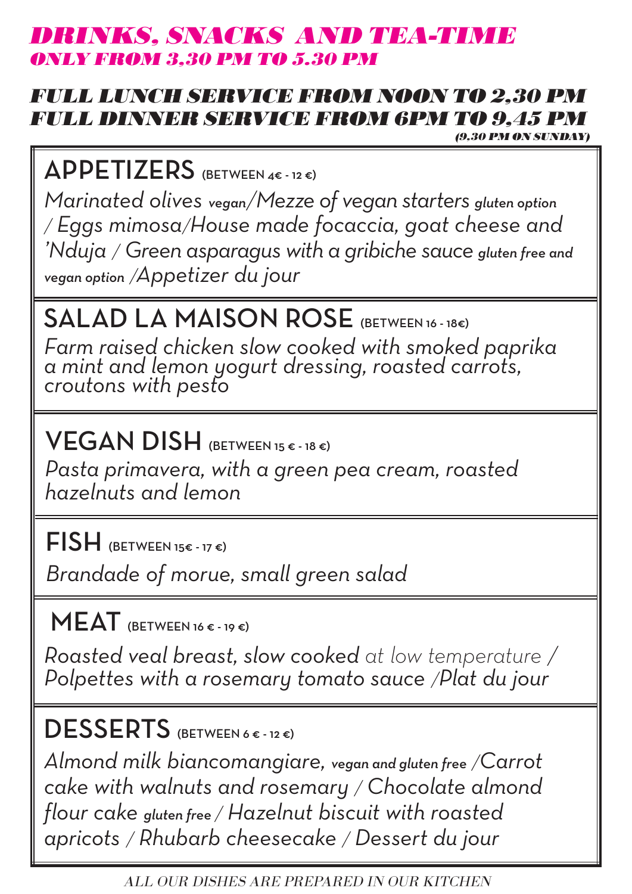# *DRINKS, SNACKS AND TEA-TIME*
## *ONLY FROM 3,30 PM TO 5.30 PM*

## *FULL LUNCH SERVICE FROM NOON TO 2,30 PM*
## *FULL DINNER SERVICE FROM 6PM TO 9,45 PM*
*(9.30 PM ON SUNDAY)*

## APPETIZERS (BETWEEN 4€ - 12 €)

*Marinated olives* vegan*/Mezze of vegan starters* gluten option */ Eggs mimosa/House made focaccia, goat cheese and 'Nduja / Green asparagus with a gribiche sauce* gluten free and vegan option */Appetizer du jour*

## SALAD LA MAISON ROSE (BETWEEN 16 - 18€)

*Farm raised chicken slow cooked with smoked paprika a mint and lemon yogurt dressing, roasted carrots, croutons with pesto*

## VEGAN DISH (BETWEEN 15 € - 18 €)

*Pasta primavera, with a green pea cream, roasted hazelnuts and lemon*

## FISH (BETWEEN 15€ - 17 €)

*Brandade of morue, small green salad*

## MEAT (BETWEEN 16 € - 19 €)

*Roasted veal breast, slow cooked at low temperature / Polpettes with a rosemary tomato sauce /Plat du jour*

## DESSERTS (BETWEEN 6 € - 12 €)

*Almond milk biancomangiare,* vegan and gluten free */Carrot cake with walnuts and rosemary / Chocolate almond flour cake* gluten free */ Hazelnut biscuit with roasted apricots / Rhubarb cheesecake / Dessert du jour*

*ALL OUR DISHES ARE PREPARED IN OUR KITCHEN*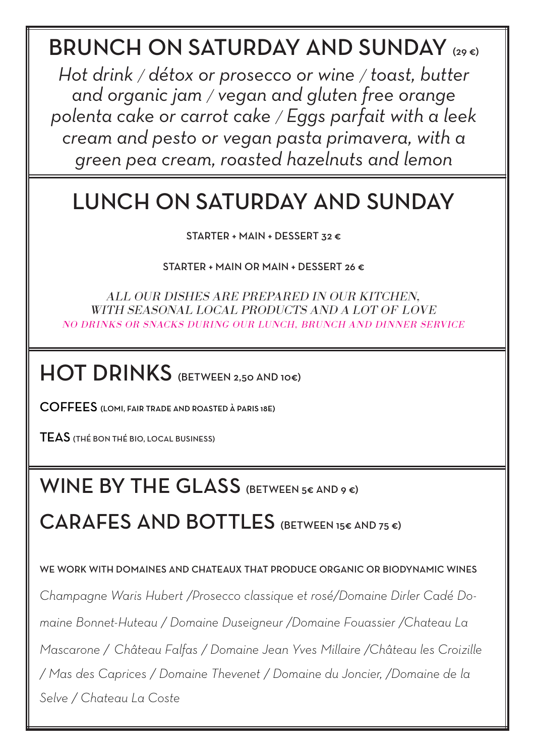## BRUNCH ON SATURDAY AND SUNDAY (29 €)

*Hot drink / détox or prosecco or wine / toast, butter and organic jam / vegan and gluten free orange polenta cake or carrot cake / Eggs parfait with a leek cream and pesto or vegan pasta primavera, with a green pea cream, roasted hazelnuts and lemon*

## LUNCH ON SATURDAY AND SUNDAY

STARTER + MAIN + DESSERT 32 €

STARTER + MAIN OR MAIN + DESSERT 26 €

*ALL OUR DISHES ARE PREPARED IN OUR KITCHEN, WITH SEASONAL LOCAL PRODUCTS AND A LOT OF LOVE*
*NO DRINKS OR SNACKS DURING OUR LUNCH, BRUNCH AND DINNER SERVICE*

## HOT DRINKS (BETWEEN 2,50 AND 10€)

**COFFEES** (LOMI, FAIR TRADE AND ROASTED À PARIS 18E)

**TEAS** (THÉ BON THÉ BIO, LOCAL BUSINESS)

## WINE BY THE GLASS (BETWEEN 5€ AND 9 €)

## CARAFES AND BOTTLES (BETWEEN 15€ AND 75 €)

WE WORK WITH DOMAINES AND CHATEAUX THAT PRODUCE ORGANIC OR BIODYNAMIC WINES

*Champagne Waris Hubert /Prosecco classique et rosé/Domaine Dirler Cadé Domaine Bonnet-Huteau / Domaine Duseigneur /Domaine Fouassier /Chateau La Mascarone / Château Falfas / Domaine Jean Yves Millaire /Château les Croizille / Mas des Caprices / Domaine Thevenet / Domaine du Joncier, /Domaine de la Selve / Chateau La Coste*